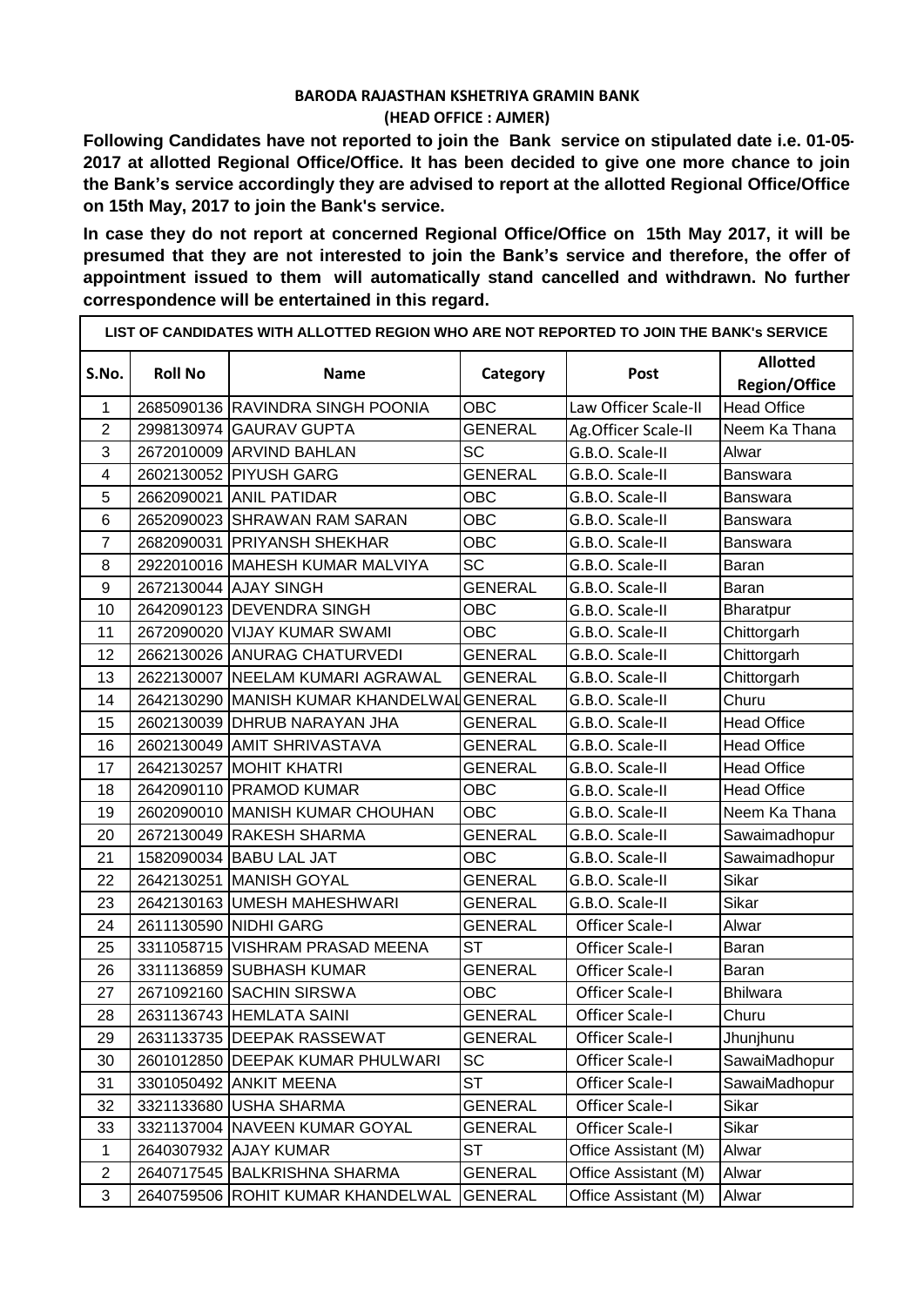**BARODA RAJASTHAN KSHETRIYA GRAMIN BANK**
**(HEAD OFFICE : AJMER)**

**Following Candidates have not reported to join the Bank service on stipulated date i.e. 01-05-2017 at allotted Regional Office/Office. It has been decided to give one more chance to join the Bank's service accordingly they are advised to report at the allotted Regional Office/Office on 15th May, 2017 to join the Bank's service.**

**In case they do not report at concerned Regional Office/Office on 15th May 2017, it will be presumed that they are not interested to join the Bank's service and therefore, the offer of appointment issued to them will automatically stand cancelled and withdrawn. No further correspondence will be entertained in this regard.**

| LIST OF CANDIDATES WITH ALLOTTED REGION WHO ARE NOT REPORTED TO JOIN THE BANK's SERVICE | | | | | |
|---|---|---|---|---|---|
| **S.No.** | **Roll No** | **Name** | **Category** | **Post** | **Allotted Region/Office** |
| 1 | 2685090136 | RAVINDRA SINGH POONIA | OBC | Law Officer Scale-II | Head Office |
| 2 | 2998130974 | GAURAV GUPTA | GENERAL | Ag.Officer Scale-II | Neem Ka Thana |
| 3 | 2672010009 | ARVIND BAHLAN | SC | G.B.O. Scale-II | Alwar |
| 4 | 2602130052 | PIYUSH GARG | GENERAL | G.B.O. Scale-II | Banswara |
| 5 | 2662090021 | ANIL PATIDAR | OBC | G.B.O. Scale-II | Banswara |
| 6 | 2652090023 | SHRAWAN RAM SARAN | OBC | G.B.O. Scale-II | Banswara |
| 7 | 2682090031 | PRIYANSH SHEKHAR | OBC | G.B.O. Scale-II | Banswara |
| 8 | 2922010016 | MAHESH KUMAR MALVIYA | SC | G.B.O. Scale-II | Baran |
| 9 | 2672130044 | AJAY SINGH | GENERAL | G.B.O. Scale-II | Baran |
| 10 | 2642090123 | DEVENDRA SINGH | OBC | G.B.O. Scale-II | Bharatpur |
| 11 | 2672090020 | VIJAY KUMAR SWAMI | OBC | G.B.O. Scale-II | Chittorgarh |
| 12 | 2662130026 | ANURAG CHATURVEDI | GENERAL | G.B.O. Scale-II | Chittorgarh |
| 13 | 2622130007 | NEELAM KUMARI AGRAWAL | GENERAL | G.B.O. Scale-II | Chittorgarh |
| 14 | 2642130290 | MANISH KUMAR KHANDELWAL | GENERAL | G.B.O. Scale-II | Churu |
| 15 | 2602130039 | DHRUB NARAYAN JHA | GENERAL | G.B.O. Scale-II | Head Office |
| 16 | 2602130049 | AMIT SHRIVASTAVA | GENERAL | G.B.O. Scale-II | Head Office |
| 17 | 2642130257 | MOHIT KHATRI | GENERAL | G.B.O. Scale-II | Head Office |
| 18 | 2642090110 | PRAMOD KUMAR | OBC | G.B.O. Scale-II | Head Office |
| 19 | 2602090010 | MANISH KUMAR CHOUHAN | OBC | G.B.O. Scale-II | Neem Ka Thana |
| 20 | 2672130049 | RAKESH SHARMA | GENERAL | G.B.O. Scale-II | Sawaimadhopur |
| 21 | 1582090034 | BABU LAL JAT | OBC | G.B.O. Scale-II | Sawaimadhopur |
| 22 | 2642130251 | MANISH GOYAL | GENERAL | G.B.O. Scale-II | Sikar |
| 23 | 2642130163 | UMESH MAHESHWARI | GENERAL | G.B.O. Scale-II | Sikar |
| 24 | 2611130590 | NIDHI GARG | GENERAL | Officer Scale-I | Alwar |
| 25 | 3311058715 | VISHRAM PRASAD MEENA | ST | Officer Scale-I | Baran |
| 26 | 3311136859 | SUBHASH KUMAR | GENERAL | Officer Scale-I | Baran |
| 27 | 2671092160 | SACHIN SIRSWA | OBC | Officer Scale-I | Bhilwara |
| 28 | 2631136743 | HEMLATA SAINI | GENERAL | Officer Scale-I | Churu |
| 29 | 2631133735 | DEEPAK RASSEWAT | GENERAL | Officer Scale-I | Jhunjhunu |
| 30 | 2601012850 | DEEPAK KUMAR PHULWARI | SC | Officer Scale-I | SawaiMadhopur |
| 31 | 3301050492 | ANKIT MEENA | ST | Officer Scale-I | SawaiMadhopur |
| 32 | 3321133680 | USHA SHARMA | GENERAL | Officer Scale-I | Sikar |
| 33 | 3321137004 | NAVEEN KUMAR GOYAL | GENERAL | Officer Scale-I | Sikar |
| 1 | 2640307932 | AJAY KUMAR | ST | Office Assistant (M) | Alwar |
| 2 | 2640717545 | BALKRISHNA SHARMA | GENERAL | Office Assistant (M) | Alwar |
| 3 | 2640759506 | ROHIT KUMAR KHANDELWAL | GENERAL | Office Assistant (M) | Alwar |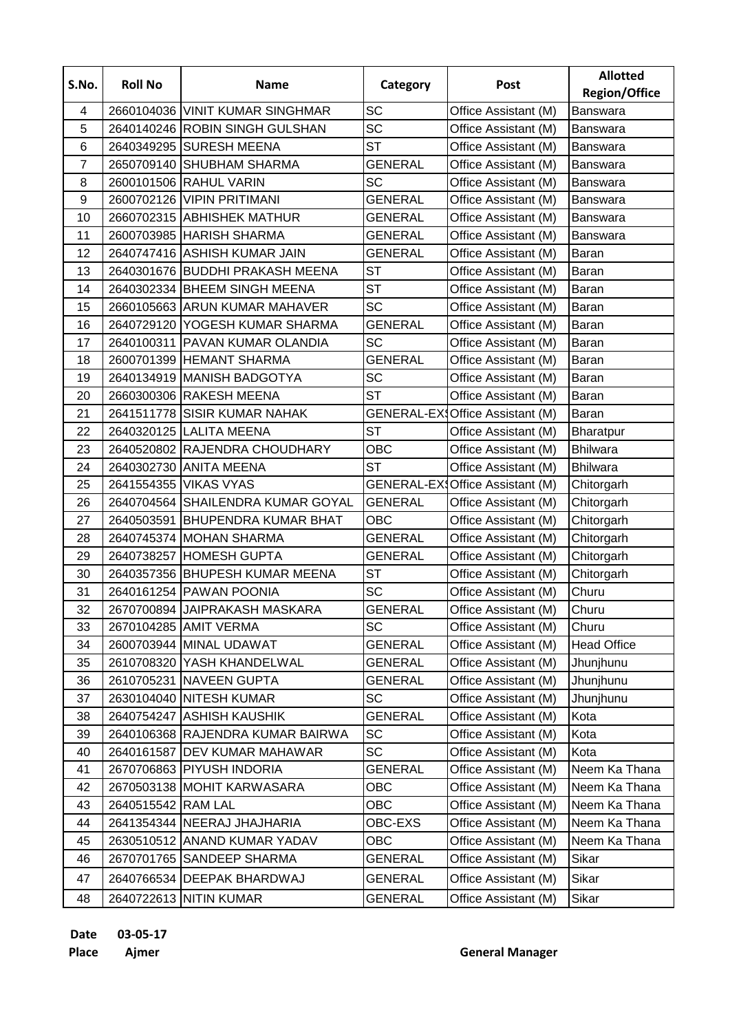| S.No. | Roll No | Name | Category | Post | Allotted Region/Office |
|---|---|---|---|---|---|
| 4 | 2660104036 | VINIT KUMAR SINGHMAR | SC | Office Assistant (M) | Banswara |
| 5 | 2640140246 | ROBIN SINGH GULSHAN | SC | Office Assistant (M) | Banswara |
| 6 | 2640349295 | SURESH MEENA | ST | Office Assistant (M) | Banswara |
| 7 | 2650709140 | SHUBHAM SHARMA | GENERAL | Office Assistant (M) | Banswara |
| 8 | 2600101506 | RAHUL VARIN | SC | Office Assistant (M) | Banswara |
| 9 | 2600702126 | VIPIN PRITIMANI | GENERAL | Office Assistant (M) | Banswara |
| 10 | 2660702315 | ABHISHEK MATHUR | GENERAL | Office Assistant (M) | Banswara |
| 11 | 2600703985 | HARISH SHARMA | GENERAL | Office Assistant (M) | Banswara |
| 12 | 2640747416 | ASHISH KUMAR JAIN | GENERAL | Office Assistant (M) | Baran |
| 13 | 2640301676 | BUDDHI PRAKASH MEENA | ST | Office Assistant (M) | Baran |
| 14 | 2640302334 | BHEEM SINGH MEENA | ST | Office Assistant (M) | Baran |
| 15 | 2660105663 | ARUN KUMAR MAHAVER | SC | Office Assistant (M) | Baran |
| 16 | 2640729120 | YOGESH KUMAR SHARMA | GENERAL | Office Assistant (M) | Baran |
| 17 | 2640100311 | PAVAN KUMAR OLANDIA | SC | Office Assistant (M) | Baran |
| 18 | 2600701399 | HEMANT SHARMA | GENERAL | Office Assistant (M) | Baran |
| 19 | 2640134919 | MANISH BADGOTYA | SC | Office Assistant (M) | Baran |
| 20 | 2660300306 | RAKESH MEENA | ST | Office Assistant (M) | Baran |
| 21 | 2641511778 | SISIR KUMAR NAHAK | GENERAL-EX | Office Assistant (M) | Baran |
| 22 | 2640320125 | LALITA MEENA | ST | Office Assistant (M) | Bharatpur |
| 23 | 2640520802 | RAJENDRA CHOUDHARY | OBC | Office Assistant (M) | Bhilwara |
| 24 | 2640302730 | ANITA MEENA | ST | Office Assistant (M) | Bhilwara |
| 25 | 2641554355 | VIKAS VYAS | GENERAL-EX | Office Assistant (M) | Chitorgarh |
| 26 | 2640704564 | SHAILENDRA KUMAR GOYAL | GENERAL | Office Assistant (M) | Chitorgarh |
| 27 | 2640503591 | BHUPENDRA KUMAR BHAT | OBC | Office Assistant (M) | Chitorgarh |
| 28 | 2640745374 | MOHAN SHARMA | GENERAL | Office Assistant (M) | Chitorgarh |
| 29 | 2640738257 | HOMESH GUPTA | GENERAL | Office Assistant (M) | Chitorgarh |
| 30 | 2640357356 | BHUPESH KUMAR MEENA | ST | Office Assistant (M) | Chitorgarh |
| 31 | 2640161254 | PAWAN POONIA | SC | Office Assistant (M) | Churu |
| 32 | 2670700894 | JAIPRAKASH MASKARA | GENERAL | Office Assistant (M) | Churu |
| 33 | 2670104285 | AMIT VERMA | SC | Office Assistant (M) | Churu |
| 34 | 2600703944 | MINAL UDAWAT | GENERAL | Office Assistant (M) | Head Office |
| 35 | 2610708320 | YASH KHANDELWAL | GENERAL | Office Assistant (M) | Jhunjhunu |
| 36 | 2610705231 | NAVEEN GUPTA | GENERAL | Office Assistant (M) | Jhunjhunu |
| 37 | 2630104040 | NITESH KUMAR | SC | Office Assistant (M) | Jhunjhunu |
| 38 | 2640754247 | ASHISH KAUSHIK | GENERAL | Office Assistant (M) | Kota |
| 39 | 2640106368 | RAJENDRA KUMAR BAIRWA | SC | Office Assistant (M) | Kota |
| 40 | 2640161587 | DEV KUMAR MAHAWAR | SC | Office Assistant (M) | Kota |
| 41 | 2670706863 | PIYUSH INDORIA | GENERAL | Office Assistant (M) | Neem Ka Thana |
| 42 | 2670503138 | MOHIT KARWASARA | OBC | Office Assistant (M) | Neem Ka Thana |
| 43 | 2640515542 | RAM LAL | OBC | Office Assistant (M) | Neem Ka Thana |
| 44 | 2641354344 | NEERAJ JHAJHARIA | OBC-EXS | Office Assistant (M) | Neem Ka Thana |
| 45 | 2630510512 | ANAND KUMAR YADAV | OBC | Office Assistant (M) | Neem Ka Thana |
| 46 | 2670701765 | SANDEEP SHARMA | GENERAL | Office Assistant (M) | Sikar |
| 47 | 2640766534 | DEEPAK BHARDWAJ | GENERAL | Office Assistant (M) | Sikar |
| 48 | 2640722613 | NITIN KUMAR | GENERAL | Office Assistant (M) | Sikar |

**Date** 03-05-17

**Place** Ajmer

**General Manager**